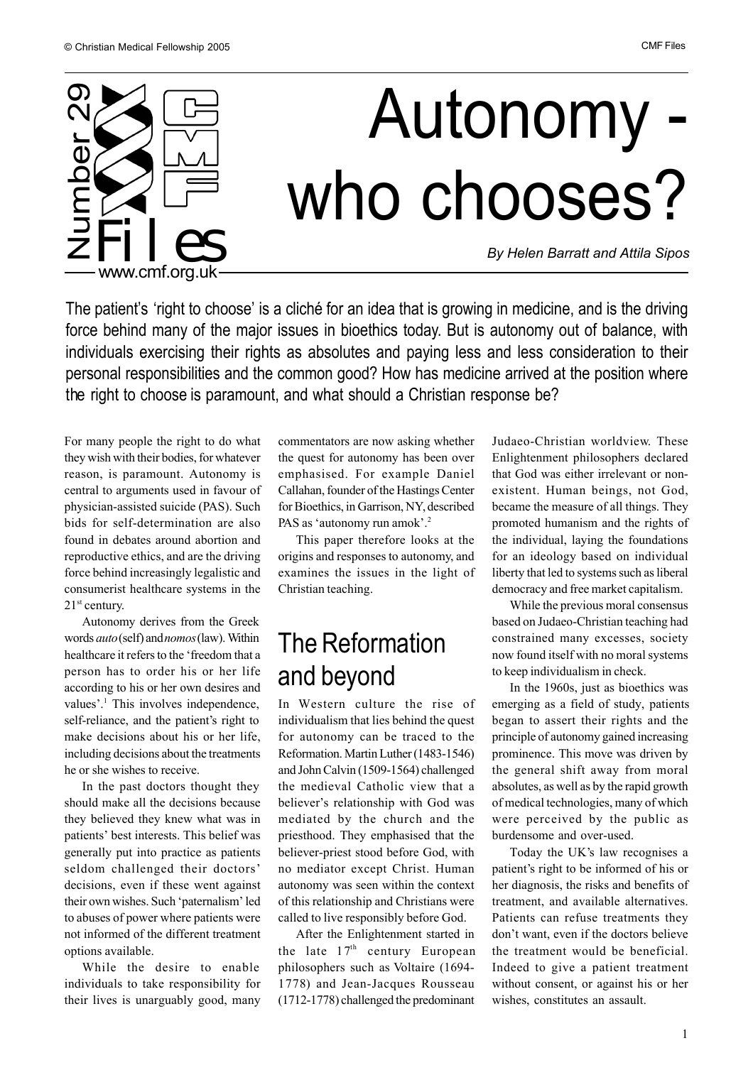# Autonomy - who chooses?

*By Helen Barratt and Attila Sipos*

The patient's 'right to choose' is a cliché for an idea that is growing in medicine, and is the driving force behind many of the major issues in bioethics today. But is autonomy out of balance, with individuals exercising their rights as absolutes and paying less and less consideration to their personal responsibilities and the common good? How has medicine arrived at the position where the right to choose is paramount, and what should a Christian response be?

For many people the right to do what they wish with their bodies, for whatever reason, is paramount. Autonomy is central to arguments used in favour of physician-assisted suicide (PAS). Such bids for self-determination are also found in debates around abortion and reproductive ethics, and are the driving force behind increasingly legalistic and consumerist healthcare systems in the 21st century.

Autonomy derives from the Greek words *auto* (self) and *nomos* (law). Within healthcare it refers to the 'freedom that a person has to order his or her life according to his or her own desires and values'.[1] This involves independence, self-reliance, and the patient's right to make decisions about his or her life, including decisions about the treatments he or she wishes to receive.

In the past doctors thought they should make all the decisions because they believed they knew what was in patients' best interests. This belief was generally put into practice as patients seldom challenged their doctors' decisions, even if these went against their own wishes. Such 'paternalism' led to abuses of power where patients were not informed of the different treatment options available.

While the desire to enable individuals to take responsibility for their lives is unarguably good, many commentators are now asking whether the quest for autonomy has been over emphasised. For example Daniel Callahan, founder of the Hastings Center for Bioethics, in Garrison, NY, described PAS as 'autonomy run amok'.[2]

This paper therefore looks at the origins and responses to autonomy, and examines the issues in the light of Christian teaching.

## The Reformation and beyond

In Western culture the rise of individualism that lies behind the quest for autonomy can be traced to the Reformation. Martin Luther (1483-1546) and John Calvin (1509-1564) challenged the medieval Catholic view that a believer's relationship with God was mediated by the church and the priesthood. They emphasised that the believer-priest stood before God, with no mediator except Christ. Human autonomy was seen within the context of this relationship and Christians were called to live responsibly before God.

After the Enlightenment started in the late 17th century European philosophers such as Voltaire (1694-1778) and Jean-Jacques Rousseau (1712-1778) challenged the predominant Judaeo-Christian worldview. These Enlightenment philosophers declared that God was either irrelevant or non-existent. Human beings, not God, became the measure of all things. They promoted humanism and the rights of the individual, laying the foundations for an ideology based on individual liberty that led to systems such as liberal democracy and free market capitalism.

While the previous moral consensus based on Judaeo-Christian teaching had constrained many excesses, society now found itself with no moral systems to keep individualism in check.

In the 1960s, just as bioethics was emerging as a field of study, patients began to assert their rights and the principle of autonomy gained increasing prominence. This move was driven by the general shift away from moral absolutes, as well as by the rapid growth of medical technologies, many of which were perceived by the public as burdensome and over-used.

Today the UK's law recognises a patient's right to be informed of his or her diagnosis, the risks and benefits of treatment, and available alternatives. Patients can refuse treatments they don't want, even if the doctors believe the treatment would be beneficial. Indeed to give a patient treatment without consent, or against his or her wishes, constitutes an assault.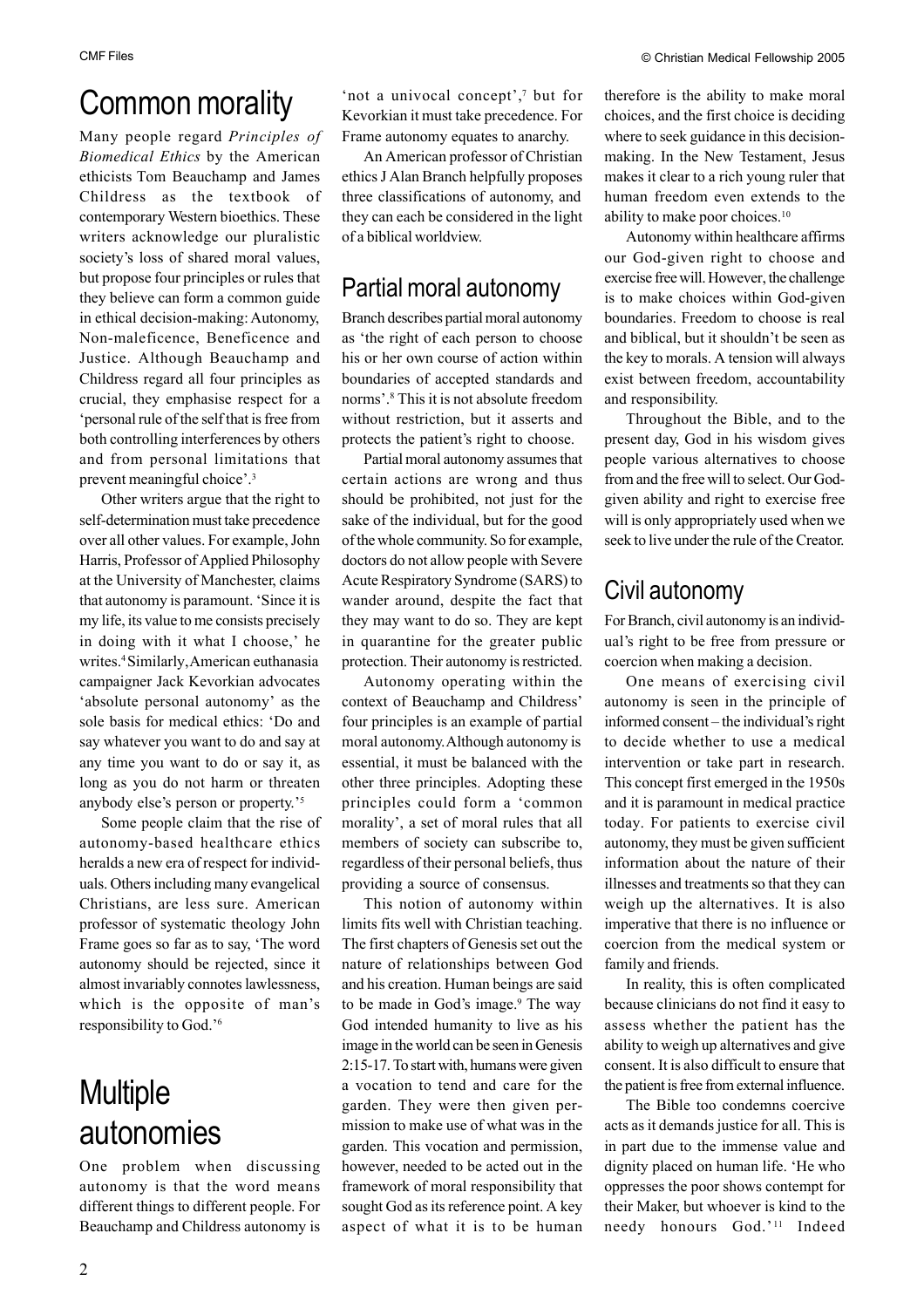# Common morality

Many people regard *Principles of Biomedical Ethics* by the American ethicists Tom Beauchamp and James Childress as the textbook of contemporary Western bioethics. These writers acknowledge our pluralistic society's loss of shared moral values, but propose four principles or rules that they believe can form a common guide in ethical decision-making: Autonomy, Non-maleficence, Beneficence and Justice. Although Beauchamp and Childress regard all four principles as crucial, they emphasise respect for a 'personal rule of the self that is free from both controlling interferences by others and from personal limitations that prevent meaningful choice'.[3]

Other writers argue that the right to self-determination must take precedence over all other values. For example, John Harris, Professor of Applied Philosophy at the University of Manchester, claims that autonomy is paramount. 'Since it is my life, its value to me consists precisely in doing with it what I choose,' he writes.[4] Similarly, American euthanasia campaigner Jack Kevorkian advocates 'absolute personal autonomy' as the sole basis for medical ethics: 'Do and say whatever you want to do and say at any time you want to do or say it, as long as you do not harm or threaten anybody else's person or property.'[5]

Some people claim that the rise of autonomy-based healthcare ethics heralds a new era of respect for individuals. Others including many evangelical Christians, are less sure. American professor of systematic theology John Frame goes so far as to say, 'The word autonomy should be rejected, since it almost invariably connotes lawlessness, which is the opposite of man's responsibility to God.'[6]

# Multiple autonomies

One problem when discussing autonomy is that the word means different things to different people. For Beauchamp and Childress autonomy is 'not a univocal concept',[7] but for Kevorkian it must take precedence. For Frame autonomy equates to anarchy.

An American professor of Christian ethics J Alan Branch helpfully proposes three classifications of autonomy, and they can each be considered in the light of a biblical worldview.

## Partial moral autonomy

Branch describes partial moral autonomy as 'the right of each person to choose his or her own course of action within boundaries of accepted standards and norms'.[8] This it is not absolute freedom without restriction, but it asserts and protects the patient's right to choose.

Partial moral autonomy assumes that certain actions are wrong and thus should be prohibited, not just for the sake of the individual, but for the good of the whole community. So for example, doctors do not allow people with Severe Acute Respiratory Syndrome (SARS) to wander around, despite the fact that they may want to do so. They are kept in quarantine for the greater public protection. Their autonomy is restricted.

Autonomy operating within the context of Beauchamp and Childress' four principles is an example of partial moral autonomy. Although autonomy is essential, it must be balanced with the other three principles. Adopting these principles could form a 'common morality', a set of moral rules that all members of society can subscribe to, regardless of their personal beliefs, thus providing a source of consensus.

This notion of autonomy within limits fits well with Christian teaching. The first chapters of Genesis set out the nature of relationships between God and his creation. Human beings are said to be made in God's image.[9] The way God intended humanity to live as his image in the world can be seen in Genesis 2:15-17. To start with, humans were given a vocation to tend and care for the garden. They were then given permission to make use of what was in the garden. This vocation and permission, however, needed to be acted out in the framework of moral responsibility that sought God as its reference point. A key aspect of what it is to be human therefore is the ability to make moral choices, and the first choice is deciding where to seek guidance in this decision-making. In the New Testament, Jesus makes it clear to a rich young ruler that human freedom even extends to the ability to make poor choices.[10]

Autonomy within healthcare affirms our God-given right to choose and exercise free will. However, the challenge is to make choices within God-given boundaries. Freedom to choose is real and biblical, but it shouldn't be seen as the key to morals. A tension will always exist between freedom, accountability and responsibility.

Throughout the Bible, and to the present day, God in his wisdom gives people various alternatives to choose from and the free will to select. Our God-given ability and right to exercise free will is only appropriately used when we seek to live under the rule of the Creator.

## Civil autonomy

For Branch, civil autonomy is an individual's right to be free from pressure or coercion when making a decision.

One means of exercising civil autonomy is seen in the principle of informed consent – the individual's right to decide whether to use a medical intervention or take part in research. This concept first emerged in the 1950s and it is paramount in medical practice today. For patients to exercise civil autonomy, they must be given sufficient information about the nature of their illnesses and treatments so that they can weigh up the alternatives. It is also imperative that there is no influence or coercion from the medical system or family and friends.

In reality, this is often complicated because clinicians do not find it easy to assess whether the patient has the ability to weigh up alternatives and give consent. It is also difficult to ensure that the patient is free from external influence.

The Bible too condemns coercive acts as it demands justice for all. This is in part due to the immense value and dignity placed on human life. 'He who oppresses the poor shows contempt for their Maker, but whoever is kind to the needy honours God.'[11] Indeed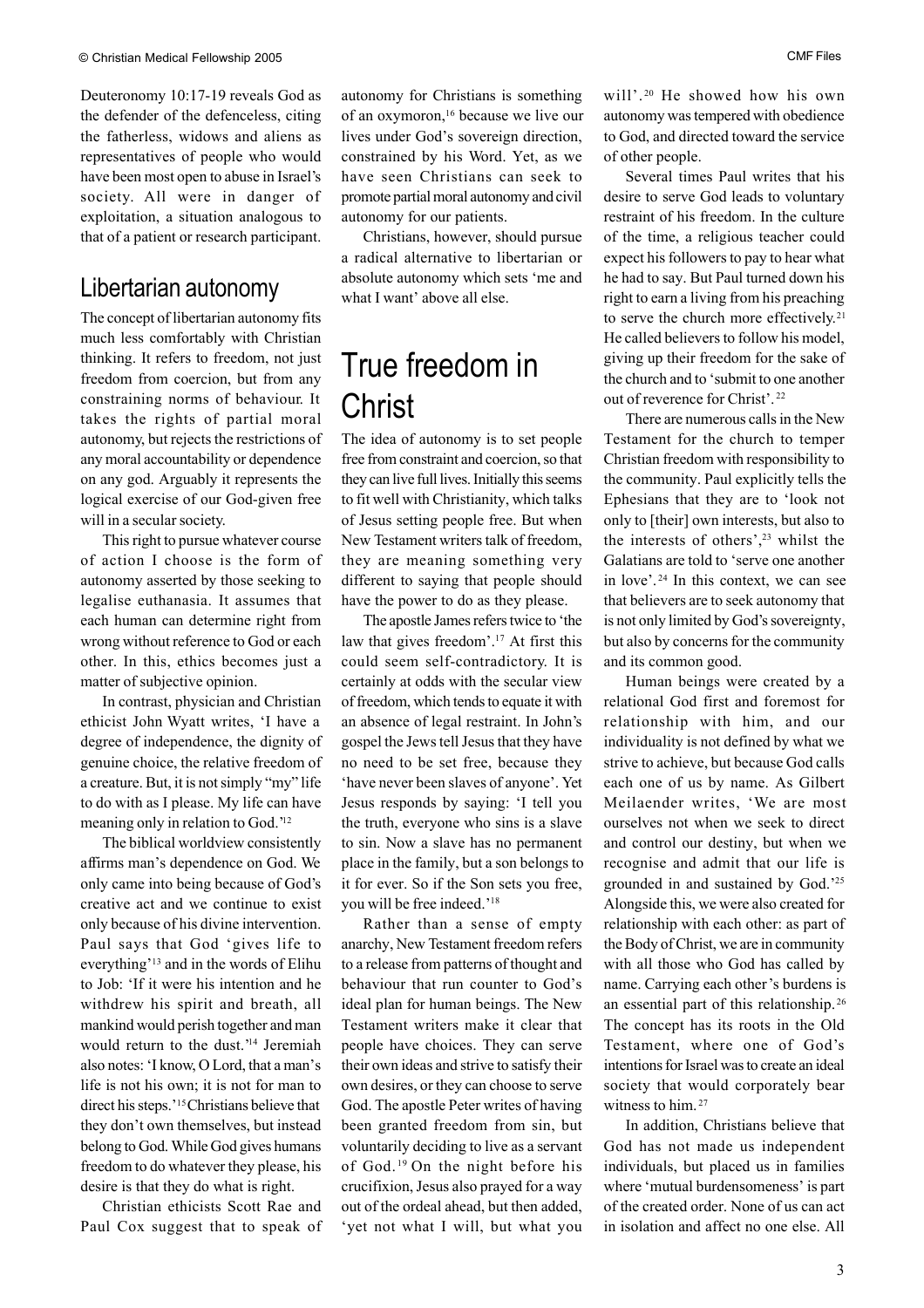Deuteronomy 10:17-19 reveals God as the defender of the defenceless, citing the fatherless, widows and aliens as representatives of people who would have been most open to abuse in Israel's society. All were in danger of exploitation, a situation analogous to that of a patient or research participant.

## Libertarian autonomy

The concept of libertarian autonomy fits much less comfortably with Christian thinking. It refers to freedom, not just freedom from coercion, but from any constraining norms of behaviour. It takes the rights of partial moral autonomy, but rejects the restrictions of any moral accountability or dependence on any god. Arguably it represents the logical exercise of our God-given free will in a secular society.

This right to pursue whatever course of action I choose is the form of autonomy asserted by those seeking to legalise euthanasia. It assumes that each human can determine right from wrong without reference to God or each other. In this, ethics becomes just a matter of subjective opinion.

In contrast, physician and Christian ethicist John Wyatt writes, 'I have a degree of independence, the dignity of genuine choice, the relative freedom of a creature. But, it is not simply "my" life to do with as I please. My life can have meaning only in relation to God.'[12]

The biblical worldview consistently affirms man's dependence on God. We only came into being because of God's creative act and we continue to exist only because of his divine intervention. Paul says that God 'gives life to everything'[13] and in the words of Elihu to Job: 'If it were his intention and he withdrew his spirit and breath, all mankind would perish together and man would return to the dust.'[14] Jeremiah also notes: 'I know, O Lord, that a man's life is not his own; it is not for man to direct his steps.'[15] Christians believe that they don't own themselves, but instead belong to God. While God gives humans freedom to do whatever they please, his desire is that they do what is right.

Christian ethicists Scott Rae and Paul Cox suggest that to speak of autonomy for Christians is something of an oxymoron,[16] because we live our lives under God's sovereign direction, constrained by his Word. Yet, as we have seen Christians can seek to promote partial moral autonomy and civil autonomy for our patients.

Christians, however, should pursue a radical alternative to libertarian or absolute autonomy which sets 'me and what I want' above all else.

# True freedom in Christ

The idea of autonomy is to set people free from constraint and coercion, so that they can live full lives. Initially this seems to fit well with Christianity, which talks of Jesus setting people free. But when New Testament writers talk of freedom, they are meaning something very different to saying that people should have the power to do as they please.

The apostle James refers twice to 'the law that gives freedom'.[17] At first this could seem self-contradictory. It is certainly at odds with the secular view of freedom, which tends to equate it with an absence of legal restraint. In John's gospel the Jews tell Jesus that they have no need to be set free, because they 'have never been slaves of anyone'. Yet Jesus responds by saying: 'I tell you the truth, everyone who sins is a slave to sin. Now a slave has no permanent place in the family, but a son belongs to it for ever. So if the Son sets you free, you will be free indeed.'[18]

Rather than a sense of empty anarchy, New Testament freedom refers to a release from patterns of thought and behaviour that run counter to God's ideal plan for human beings. The New Testament writers make it clear that people have choices. They can serve their own ideas and strive to satisfy their own desires, or they can choose to serve God. The apostle Peter writes of having been granted freedom from sin, but voluntarily deciding to live as a servant of God.[19] On the night before his crucifixion, Jesus also prayed for a way out of the ordeal ahead, but then added, 'yet not what I will, but what you will'.[20] He showed how his own autonomy was tempered with obedience to God, and directed toward the service of other people.

Several times Paul writes that his desire to serve God leads to voluntary restraint of his freedom. In the culture of the time, a religious teacher could expect his followers to pay to hear what he had to say. But Paul turned down his right to earn a living from his preaching to serve the church more effectively.[21] He called believers to follow his model, giving up their freedom for the sake of the church and to 'submit to one another out of reverence for Christ'.[22]

There are numerous calls in the New Testament for the church to temper Christian freedom with responsibility to the community. Paul explicitly tells the Ephesians that they are to 'look not only to [their] own interests, but also to the interests of others',[23] whilst the Galatians are told to 'serve one another in love'.[24] In this context, we can see that believers are to seek autonomy that is not only limited by God's sovereignty, but also by concerns for the community and its common good.

Human beings were created by a relational God first and foremost for relationship with him, and our individuality is not defined by what we strive to achieve, but because God calls each one of us by name. As Gilbert Meilaender writes, 'We are most ourselves not when we seek to direct and control our destiny, but when we recognise and admit that our life is grounded in and sustained by God.'[25] Alongside this, we were also created for relationship with each other: as part of the Body of Christ, we are in community with all those who God has called by name. Carrying each other's burdens is an essential part of this relationship.[26] The concept has its roots in the Old Testament, where one of God's intentions for Israel was to create an ideal society that would corporately bear witness to him.[27]

In addition, Christians believe that God has not made us independent individuals, but placed us in families where 'mutual burdensomeness' is part of the created order. None of us can act in isolation and affect no one else. All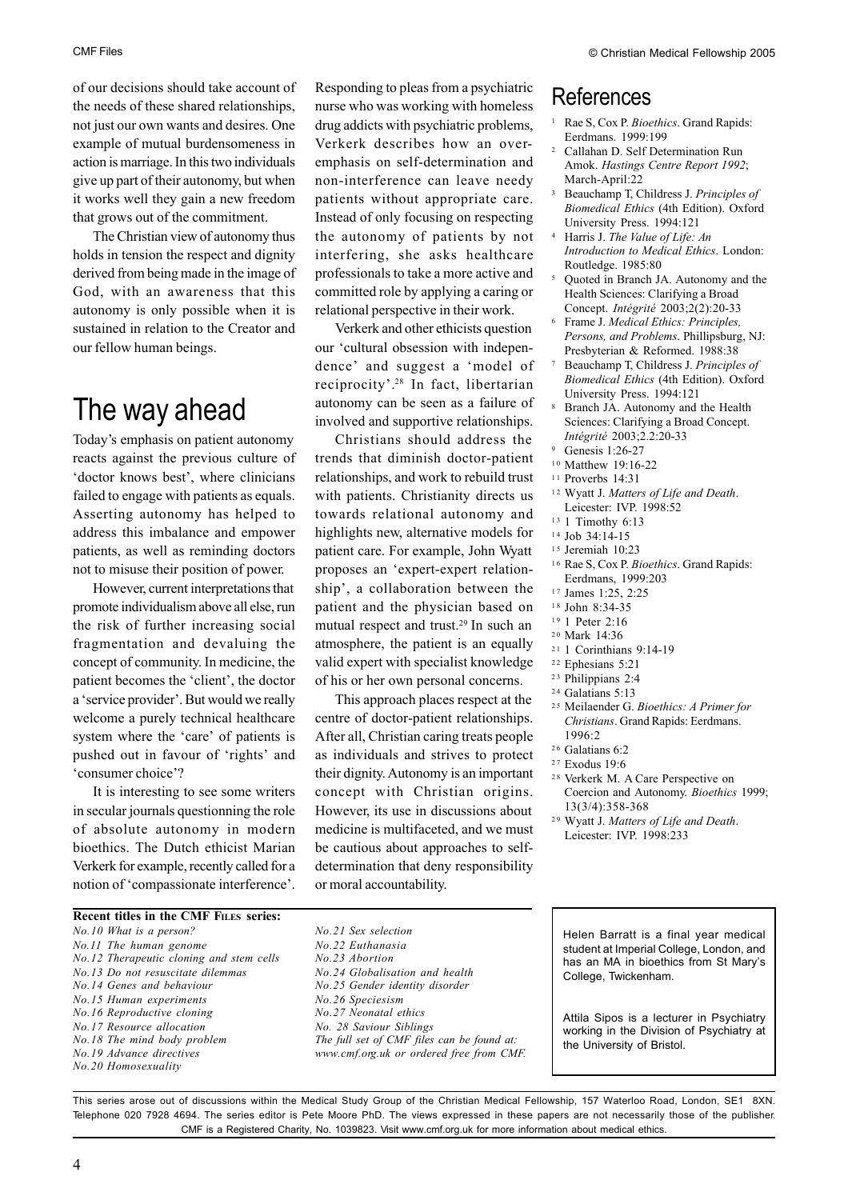of our decisions should take account of the needs of these shared relationships, not just our own wants and desires. One example of mutual burdensomeness in action is marriage. In this two individuals give up part of their autonomy, but when it works well they gain a new freedom that grows out of the commitment.

The Christian view of autonomy thus holds in tension the respect and dignity derived from being made in the image of God, with an awareness that this autonomy is only possible when it is sustained in relation to the Creator and our fellow human beings.

# The way ahead

Today's emphasis on patient autonomy reacts against the previous culture of 'doctor knows best', where clinicians failed to engage with patients as equals. Asserting autonomy has helped to address this imbalance and empower patients, as well as reminding doctors not to misuse their position of power.

However, current interpretations that promote individualism above all else, run the risk of further increasing social fragmentation and devaluing the concept of community. In medicine, the patient becomes the 'client', the doctor a 'service provider'. But would we really welcome a purely technical healthcare system where the 'care' of patients is pushed out in favour of 'rights' and 'consumer choice'?

It is interesting to see some writers in secular journals questionning the role of absolute autonomy in modern bioethics. The Dutch ethicist Marian Verkerk for example, recently called for a notion of 'compassionate interference'. Responding to pleas from a psychiatric nurse who was working with homeless drug addicts with psychiatric problems, Verkerk describes how an over-emphasis on self-determination and non-interference can leave needy patients without appropriate care. Instead of only focusing on respecting the autonomy of patients by not interfering, she asks healthcare professionals to take a more active and committed role by applying a caring or relational perspective in their work.

Verkerk and other ethicists question our 'cultural obsession with independence' and suggest a 'model of reciprocity'.[28] In fact, libertarian autonomy can be seen as a failure of involved and supportive relationships.

Christians should address the trends that diminish doctor-patient relationships, and work to rebuild trust with patients. Christianity directs us towards relational autonomy and highlights new, alternative models for patient care. For example, John Wyatt proposes an 'expert-expert relationship', a collaboration between the patient and the physician based on mutual respect and trust.[29] In such an atmosphere, the patient is an equally valid expert with specialist knowledge of his or her own personal concerns.

This approach places respect at the centre of doctor-patient relationships. After all, Christian caring treats people as individuals and strives to protect their dignity. Autonomy is an important concept with Christian origins. However, its use in discussions about medicine is multifaceted, and we must be cautious about approaches to self-determination that deny responsibility or moral accountability.

## References

1. Rae S, Cox P. *Bioethics*. Grand Rapids: Eerdmans. 1999:199
2. Callahan D. Self Determination Run Amok. *Hastings Centre Report 1992*; March-April:22
3. Beauchamp T, Childress J. *Principles of Biomedical Ethics* (4th Edition). Oxford University Press. 1994:121
4. Harris J. *The Value of Life: An Introduction to Medical Ethics*. London: Routledge. 1985:80
5. Quoted in Branch JA. Autonomy and the Health Sciences: Clarifying a Broad Concept. *Intégrité* 2003;2(2):20-33
6. Frame J. *Medical Ethics: Principles, Persons, and Problems*. Phillipsburg, NJ: Presbyterian & Reformed. 1988:38
7. Beauchamp T, Childress J. *Principles of Biomedical Ethics* (4th Edition). Oxford University Press. 1994:121
8. Branch JA. Autonomy and the Health Sciences: Clarifying a Broad Concept. *Intégrité* 2003;2.2:20-33
9. Genesis 1:26-27
10. Matthew 19:16-22
11. Proverbs 14:31
12. Wyatt J. *Matters of Life and Death*. Leicester: IVP. 1998:52
13. 1 Timothy 6:13
14. Job 34:14-15
15. Jeremiah 10:23
16. Rae S, Cox P. *Bioethics*. Grand Rapids: Eerdmans, 1999:203
17. James 1:25, 2:25
18. John 8:34-35
19. 1 Peter 2:16
20. Mark 14:36
21. 1 Corinthians 9:14-19
22. Ephesians 5:21
23. Philippians 2:4
24. Galatians 5:13
25. Meilaender G. *Bioethics: A Primer for Christians*. Grand Rapids: Eerdmans. 1996:2
26. Galatians 6:2
27. Exodus 19:6
28. Verkerk M. A Care Perspective on Coercion and Autonomy. *Bioethics* 1999; 13(3/4):358-368
29. Wyatt J. *Matters of Life and Death*. Leicester: IVP. 1998:233

**Recent titles in the CMF FILES series:**

*No.10 What is a person?*
*No.11 The human genome*
*No.12 Therapeutic cloning and stem cells*
*No.13 Do not resuscitate dilemmas*
*No.14 Genes and behaviour*
*No.15 Human experiments*
*No.16 Reproductive cloning*
*No.17 Resource allocation*
*No.18 The mind body problem*
*No.19 Advance directives*
*No.20 Homosexuality*
*No.21 Sex selection*
*No.22 Euthanasia*
*No.23 Abortion*
*No.24 Globalisation and health*
*No.25 Gender identity disorder*
*No.26 Speciesism*
*No.27 Neonatal ethics*
*No. 28 Saviour Siblings*
*The full set of CMF files can be found at: www.cmf.org.uk or ordered free from CMF.*

Helen Barratt is a final year medical student at Imperial College, London, and has an MA in bioethics from St Mary's College, Twickenham.

Attila Sipos is a lecturer in Psychiatry working in the Division of Psychiatry at the University of Bristol.

This series arose out of discussions within the Medical Study Group of the Christian Medical Fellowship, 157 Waterloo Road, London, SE1 8XN. Telephone 020 7928 4694. The series editor is Pete Moore PhD. The views expressed in these papers are not necessarily those of the publisher. CMF is a Registered Charity, No. 1039823. Visit www.cmf.org.uk for more information about medical ethics.